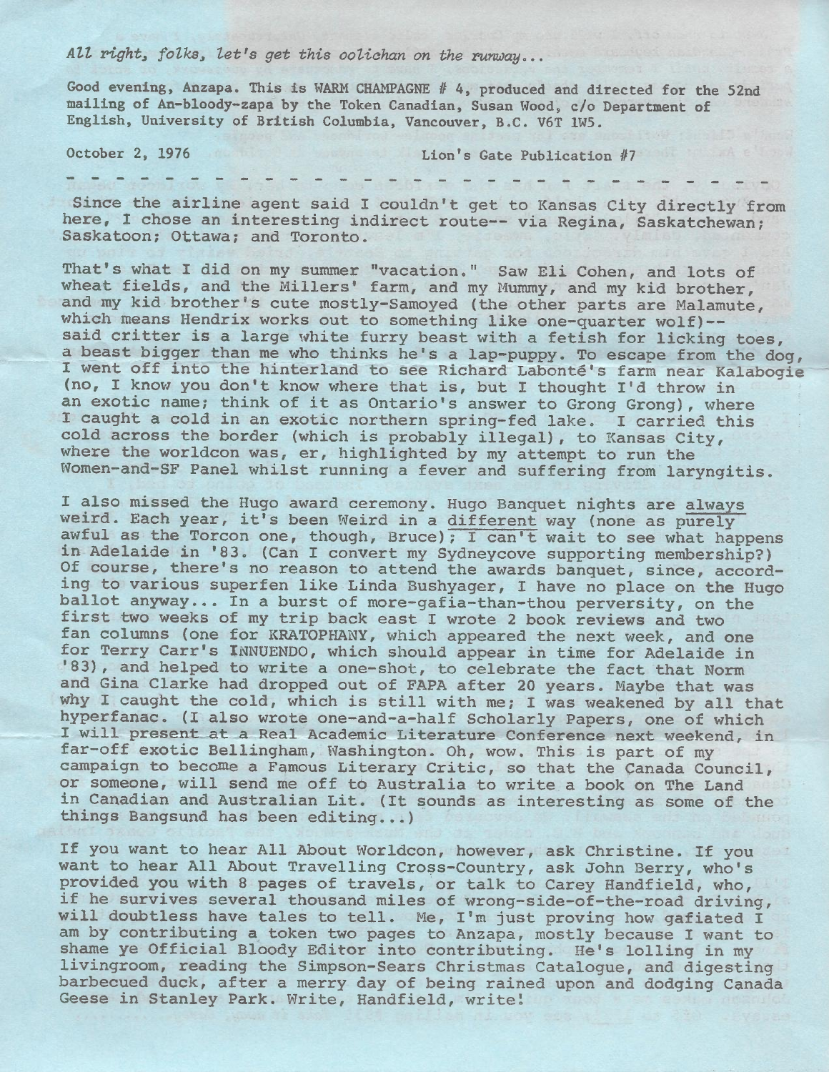*All right, folks, let's get this oolichan on the runway...*

Good evening, Anzapa. This is WARM CHAMPAGNE # 4, produced and directed for the 52nd mailing of An-bloody-zapa by the Token Canadian, Susan Wood, c/o Department of English, University of British Columbia, Vancouver, B.C. V6T 1W5.

October 2, 1976 Lion's Gate Publication #7

- - - - - - - - - - - - - - - - - - - - - - - - - - - - - - - -

Since the airline agent said I couldn't get to Kansas City directly from here, I chose an interesting indirect route-- via Regina, Saskatchewan; Saskatoon; Ottawa; and Toronto.

That's what I did on my summer "vacation." Saw Eli Cohen, and lots of wheat fields, and the Millers' farm, and my Mummy, and my kid brother, and my kid brother's cute mostly-Samoyed (the other parts are Malamute, which means Hendrix works out to something like one-quarter wolf)-- said critter is a large white furry beast with a fetish for licking toes, a beast bigger than me who thinks he's a lap-puppy. To escape from the dog, I went off into the hinterland to see Richard Labonté's farm near Kalabogie (no, I know you don't know where that is, but I thought I'd throw in an exotic name; think of it as Ontario's answer to Grong Grong), where I caught a cold in an exotic northern spring-fed lake. I carried this cold across the border (which is probably illegal), to Kansas City, where the worldcon was, er, highlighted by my attempt to run the Women-and-SF Panel whilst running a fever and suffering from laryngitis.

I also missed the Hugo award ceremony. Hugo Banquet nights are <u>always</u> weird. Each year, it's been Weird in a <u>different</u> way (none as purely awful as the Torcon one, though, Bruce); <u>I can't</u> wait to see what happens in Adelaide in '83. (Can I convert my Sydneycove supporting membership?) Of course, there's no reason to attend the awards banquet, since, according to various superfen like Linda Bushyager, I have no place on the Hugo ballot anyway... In a burst of more-gafia-than-thou perversity, on the first two weeks of my trip back east I wrote 2 book reviews and two fan columns (one for KRATOPHANY, which appeared the next week, and one for Terry Carr's INNUENDO, which should appear in time for Adelaide in '83), and helped to write a one-shot, to celebrate the fact that Norm and Gina Clarke had dropped out of FAPA after 20 years. Maybe that was why I caught the cold, which is still with me; I was weakened by all that hyperfanac. (I also wrote one-and-a-half Scholarly Papers, one of which I will present at a Real Academic Literature Conference next weekend, in far-off exotic Bellingham, Washington. Oh, wow. This is part of my campaign to become a Famous Literary Critic, so that the Canada Council, or someone, will send me off to Australia to write a book on The Land in Canadian and Australian Lit. (It sounds as interesting as some of the things Bangsund has been editing...)

If you want to hear All About Worldcon, however, ask Christine. If you want to hear All About Travelling Cross-Country, ask John Berry, who's provided you with 8 pages of travels, or talk to Carey Handfield, who, if he survives several thousand miles of wrong-side-of-the-road driving, will doubtless have tales to tell. Me, I'm just proving how gafiated I am by contributing a token two pages to Anzapa, mostly because I want to shame ye Official Bloody Editor into contributing. He's lolling in my livingroom, reading the Simpson-Sears Christmas Catalogue, and digesting barbecued duck, after a merry day of being rained upon and dodging Canada Geese in Stanley Park. Write, Handfield, write!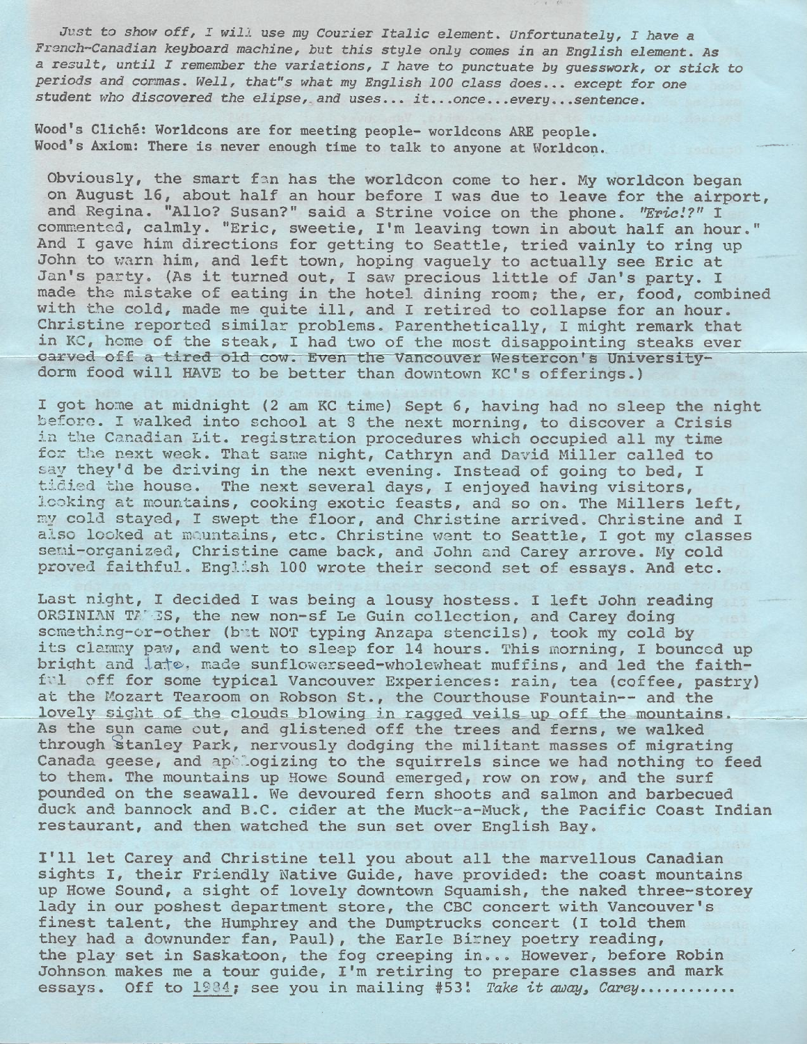*Just to show off, I will use my Courier Italic element. Unfortunately, I have a French-Canadian keyboard machine, but this style only comes in an English element. As a result, until I remember the variations, I have to punctuate by guesswork, or stick to periods and commas. Well, that"s what my English 100 class does... except for one student who discovered the elipse, and uses... it...once...every...sentence.*

Wood's Cliché: Worldcons are for meeting people- worldcons ARE people.
Wood's Axiom: There is never enough time to talk to anyone at Worldcon.

Obviously, the smart fan has the worldcon come to her. My worldcon began on August 16, about half an hour before I was due to leave for the airport, and Regina. "Allo? Susan?" said a Strine voice on the phone. *"Eric!?"* I commented, calmly. "Eric, sweetie, I'm leaving town in about half an hour." And I gave him directions for getting to Seattle, tried vainly to ring up John to warn him, and left town, hoping vaguely to actually see Eric at Jan's party. (As it turned out, I saw precious little of Jan's party. I made the mistake of eating in the hotel dining room; the, er, food, combined with the cold, made me quite ill, and I retired to collapse for an hour. Christine reported similar problems. Parenthetically, I might remark that in KC, home of the steak, I had two of the most disappointing steaks ever carved off a tired old cow. Even the Vancouver Westercon's University-dorm food will HAVE to be better than downtown KC's offerings.)

I got home at midnight (2 am KC time) Sept 6, having had no sleep the night before. I walked into school at 8 the next morning, to discover a Crisis in the Canadian Lit. registration procedures which occupied all my time for the next week. That same night, Cathryn and David Miller called to say they'd be driving in the next evening. Instead of going to bed, I tidied the house. The next several days, I enjoyed having visitors, looking at mountains, cooking exotic feasts, and so on. The Millers left, my cold stayed, I swept the floor, and Christine arrived. Christine and I also looked at mountains, etc. Christine went to Seattle, I got my classes semi-organized, Christine came back, and John and Carey arrove. My cold proved faithful. English 100 wrote their second set of essays. And etc.

Last night, I decided I was being a lousy hostess. I left John reading ORSINIAN TALES, the new non-sf Le Guin collection, and Carey doing something-or-other (but NOT typing Anzapa stencils), took my cold by its clammy paw, and went to sleep for 14 hours. This morning, I bounced up bright and late, made sunflowerseed-wholewheat muffins, and led the faithful off for some typical Vancouver Experiences: rain, tea (coffee, pastry) at the Mozart Tearoom on Robson St., the Courthouse Fountain-- and the lovely sight of the clouds blowing in ragged veils up off the mountains. As the sun came out, and glistened off the trees and ferns, we walked through Stanley Park, nervously dodging the militant masses of migrating Canada geese, and apologizing to the squirrels since we had nothing to feed to them. The mountains up Howe Sound emerged, row on row, and the surf pounded on the seawall. We devoured fern shoots and salmon and barbecued duck and bannock and B.C. cider at the Muck-a-Muck, the Pacific Coast Indian restaurant, and then watched the sun set over English Bay.

I'll let Carey and Christine tell you about all the marvellous Canadian sights I, their Friendly Native Guide, have provided: the coast mountains up Howe Sound, a sight of lovely downtown Squamish, the naked three-storey lady in our poshest department store, the CBC concert with Vancouver's finest talent, the Humphrey and the Dumptrucks concert (I told them they had a downunder fan, Paul), the Earle Birney poetry reading, the play set in Saskatoon, the fog creeping in... However, before Robin Johnson makes me a tour guide, I'm retiring to prepare classes and mark essays. Off to 1984; see you in mailing #53! *Take it away, Carey...........*